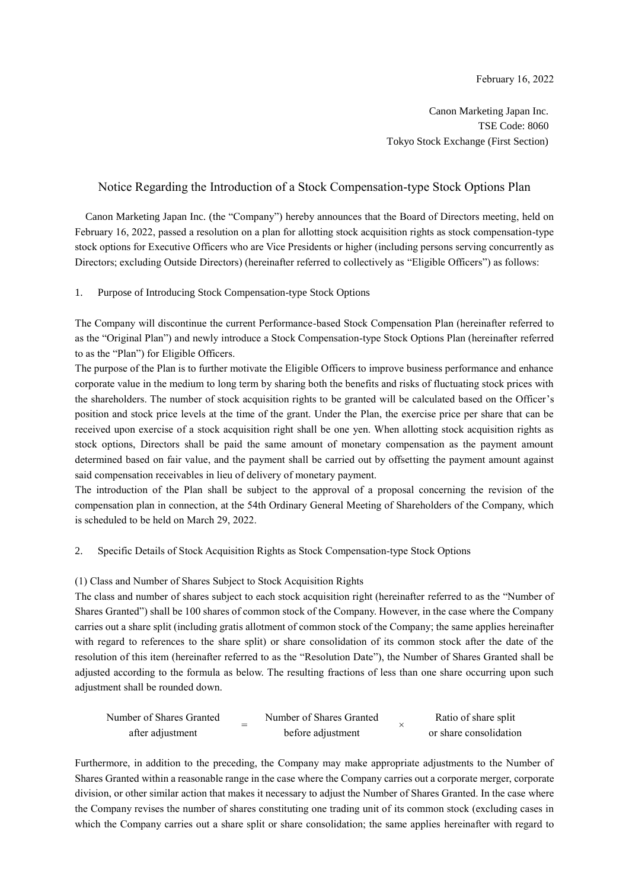February 16, 2022

Canon Marketing Japan Inc.
TSE Code: 8060
Tokyo Stock Exchange (First Section)

# Notice Regarding the Introduction of a Stock Compensation-type Stock Options Plan

Canon Marketing Japan Inc. (the "Company") hereby announces that the Board of Directors meeting, held on February 16, 2022, passed a resolution on a plan for allotting stock acquisition rights as stock compensation-type stock options for Executive Officers who are Vice Presidents or higher (including persons serving concurrently as Directors; excluding Outside Directors) (hereinafter referred to collectively as "Eligible Officers") as follows:

## 1. Purpose of Introducing Stock Compensation-type Stock Options

The Company will discontinue the current Performance-based Stock Compensation Plan (hereinafter referred to as the "Original Plan") and newly introduce a Stock Compensation-type Stock Options Plan (hereinafter referred to as the "Plan") for Eligible Officers.

The purpose of the Plan is to further motivate the Eligible Officers to improve business performance and enhance corporate value in the medium to long term by sharing both the benefits and risks of fluctuating stock prices with the shareholders. The number of stock acquisition rights to be granted will be calculated based on the Officer's position and stock price levels at the time of the grant. Under the Plan, the exercise price per share that can be received upon exercise of a stock acquisition right shall be one yen. When allotting stock acquisition rights as stock options, Directors shall be paid the same amount of monetary compensation as the payment amount determined based on fair value, and the payment shall be carried out by offsetting the payment amount against said compensation receivables in lieu of delivery of monetary payment.

The introduction of the Plan shall be subject to the approval of a proposal concerning the revision of the compensation plan in connection, at the 54th Ordinary General Meeting of Shareholders of the Company, which is scheduled to be held on March 29, 2022.

## 2. Specific Details of Stock Acquisition Rights as Stock Compensation-type Stock Options

### (1) Class and Number of Shares Subject to Stock Acquisition Rights

The class and number of shares subject to each stock acquisition right (hereinafter referred to as the "Number of Shares Granted") shall be 100 shares of common stock of the Company. However, in the case where the Company carries out a share split (including gratis allotment of common stock of the Company; the same applies hereinafter with regard to references to the share split) or share consolidation of its common stock after the date of the resolution of this item (hereinafter referred to as the "Resolution Date"), the Number of Shares Granted shall be adjusted according to the formula as below. The resulting fractions of less than one share occurring upon such adjustment shall be rounded down.

$$\text{Number of Shares Granted after adjustment} = \text{Number of Shares Granted before adjustment} \times \text{Ratio of share split or share consolidation}$$

Furthermore, in addition to the preceding, the Company may make appropriate adjustments to the Number of Shares Granted within a reasonable range in the case where the Company carries out a corporate merger, corporate division, or other similar action that makes it necessary to adjust the Number of Shares Granted. In the case where the Company revises the number of shares constituting one trading unit of its common stock (excluding cases in which the Company carries out a share split or share consolidation; the same applies hereinafter with regard to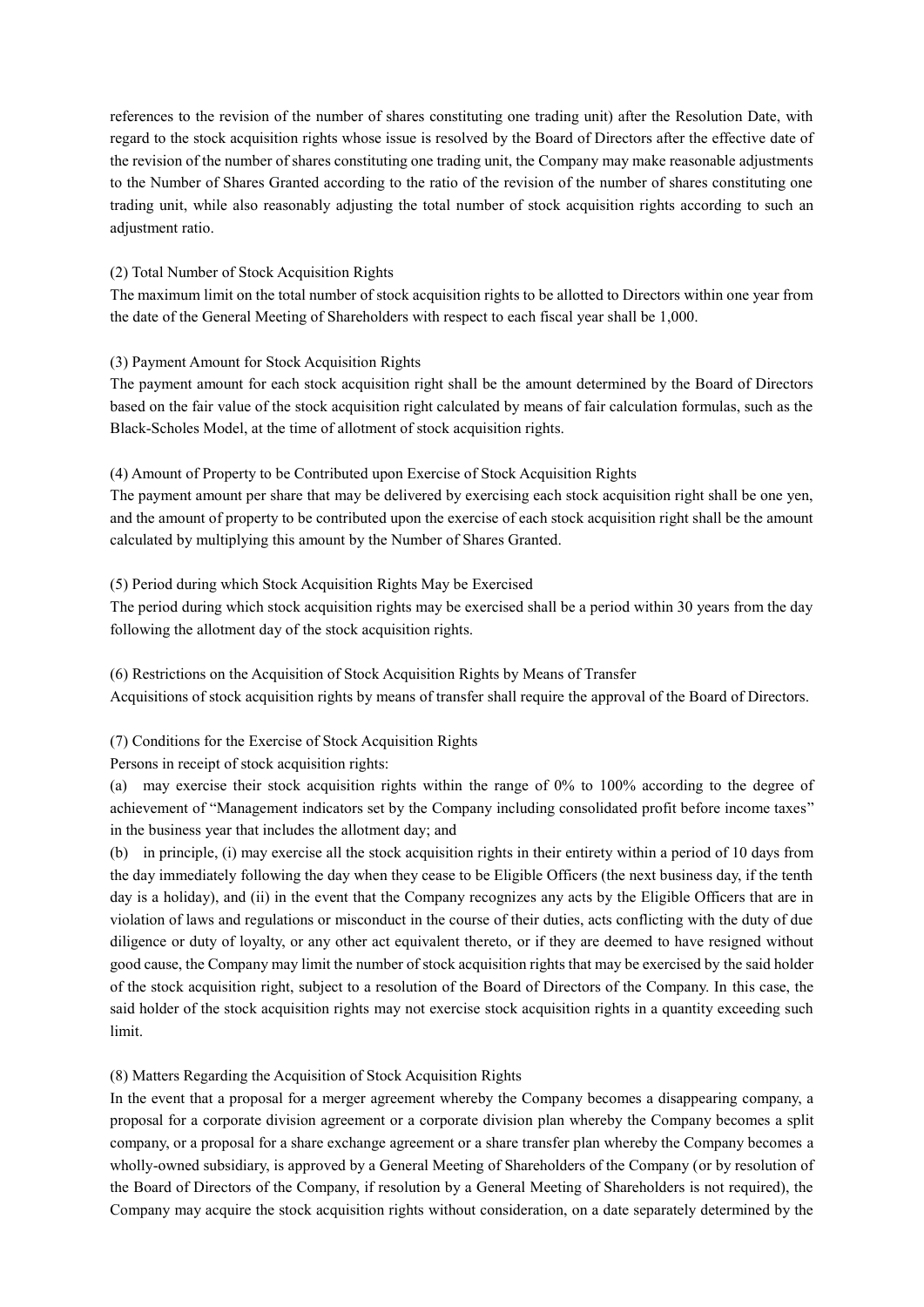references to the revision of the number of shares constituting one trading unit) after the Resolution Date, with regard to the stock acquisition rights whose issue is resolved by the Board of Directors after the effective date of the revision of the number of shares constituting one trading unit, the Company may make reasonable adjustments to the Number of Shares Granted according to the ratio of the revision of the number of shares constituting one trading unit, while also reasonably adjusting the total number of stock acquisition rights according to such an adjustment ratio.

(2) Total Number of Stock Acquisition Rights

The maximum limit on the total number of stock acquisition rights to be allotted to Directors within one year from the date of the General Meeting of Shareholders with respect to each fiscal year shall be 1,000.

(3) Payment Amount for Stock Acquisition Rights

The payment amount for each stock acquisition right shall be the amount determined by the Board of Directors based on the fair value of the stock acquisition right calculated by means of fair calculation formulas, such as the Black-Scholes Model, at the time of allotment of stock acquisition rights.

(4) Amount of Property to be Contributed upon Exercise of Stock Acquisition Rights

The payment amount per share that may be delivered by exercising each stock acquisition right shall be one yen, and the amount of property to be contributed upon the exercise of each stock acquisition right shall be the amount calculated by multiplying this amount by the Number of Shares Granted.

(5) Period during which Stock Acquisition Rights May be Exercised

The period during which stock acquisition rights may be exercised shall be a period within 30 years from the day following the allotment day of the stock acquisition rights.

(6) Restrictions on the Acquisition of Stock Acquisition Rights by Means of Transfer

Acquisitions of stock acquisition rights by means of transfer shall require the approval of the Board of Directors.

(7) Conditions for the Exercise of Stock Acquisition Rights

Persons in receipt of stock acquisition rights:

(a) may exercise their stock acquisition rights within the range of 0% to 100% according to the degree of achievement of "Management indicators set by the Company including consolidated profit before income taxes" in the business year that includes the allotment day; and

(b) in principle, (i) may exercise all the stock acquisition rights in their entirety within a period of 10 days from the day immediately following the day when they cease to be Eligible Officers (the next business day, if the tenth day is a holiday), and (ii) in the event that the Company recognizes any acts by the Eligible Officers that are in violation of laws and regulations or misconduct in the course of their duties, acts conflicting with the duty of due diligence or duty of loyalty, or any other act equivalent thereto, or if they are deemed to have resigned without good cause, the Company may limit the number of stock acquisition rights that may be exercised by the said holder of the stock acquisition right, subject to a resolution of the Board of Directors of the Company. In this case, the said holder of the stock acquisition rights may not exercise stock acquisition rights in a quantity exceeding such limit.

(8) Matters Regarding the Acquisition of Stock Acquisition Rights

In the event that a proposal for a merger agreement whereby the Company becomes a disappearing company, a proposal for a corporate division agreement or a corporate division plan whereby the Company becomes a split company, or a proposal for a share exchange agreement or a share transfer plan whereby the Company becomes a wholly-owned subsidiary, is approved by a General Meeting of Shareholders of the Company (or by resolution of the Board of Directors of the Company, if resolution by a General Meeting of Shareholders is not required), the Company may acquire the stock acquisition rights without consideration, on a date separately determined by the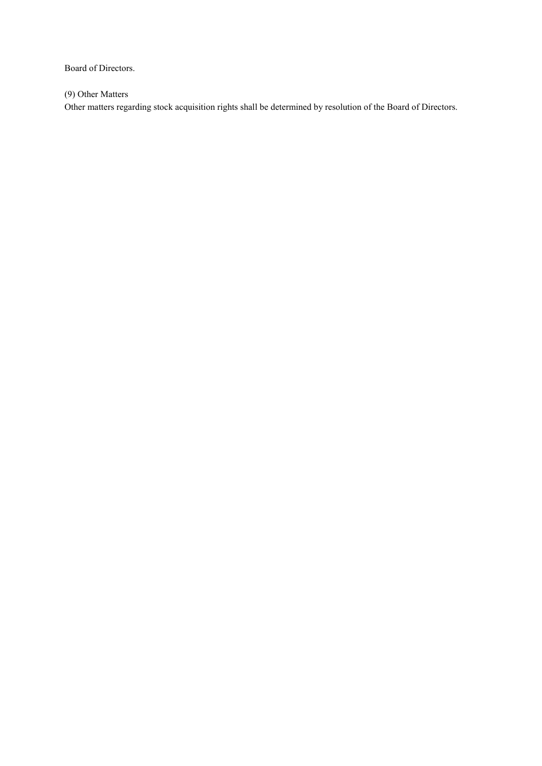Board of Directors.

(9) Other Matters

Other matters regarding stock acquisition rights shall be determined by resolution of the Board of Directors.